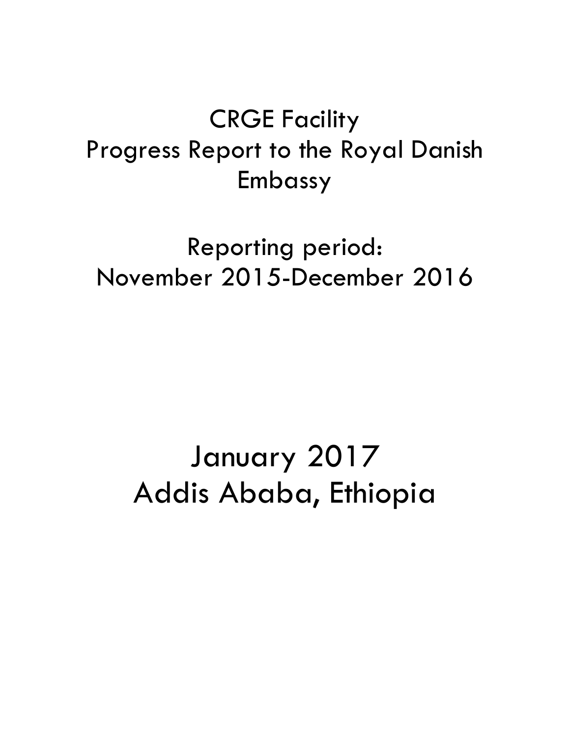# CRGE Facility
# Progress Report to the Royal Danish Embassy

## Reporting period:
## November 2015-December 2016

# January 2017
# Addis Ababa, Ethiopia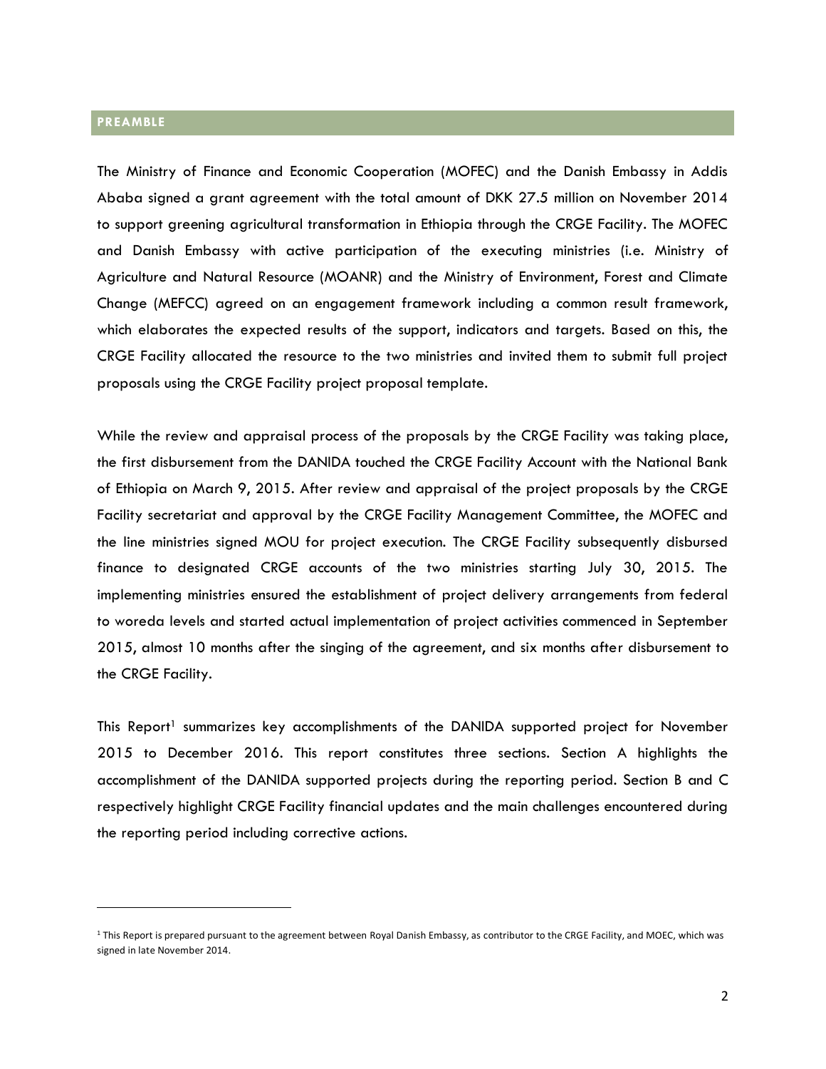## PREAMBLE

The Ministry of Finance and Economic Cooperation (MOFEC) and the Danish Embassy in Addis Ababa signed a grant agreement with the total amount of DKK 27.5 million on November 2014 to support greening agricultural transformation in Ethiopia through the CRGE Facility. The MOFEC and Danish Embassy with active participation of the executing ministries (i.e. Ministry of Agriculture and Natural Resource (MOANR) and the Ministry of Environment, Forest and Climate Change (MEFCC) agreed on an engagement framework including a common result framework, which elaborates the expected results of the support, indicators and targets. Based on this, the CRGE Facility allocated the resource to the two ministries and invited them to submit full project proposals using the CRGE Facility project proposal template.

While the review and appraisal process of the proposals by the CRGE Facility was taking place, the first disbursement from the DANIDA touched the CRGE Facility Account with the National Bank of Ethiopia on March 9, 2015. After review and appraisal of the project proposals by the CRGE Facility secretariat and approval by the CRGE Facility Management Committee, the MOFEC and the line ministries signed MOU for project execution. The CRGE Facility subsequently disbursed finance to designated CRGE accounts of the two ministries starting July 30, 2015. The implementing ministries ensured the establishment of project delivery arrangements from federal to woreda levels and started actual implementation of project activities commenced in September 2015, almost 10 months after the singing of the agreement, and six months after disbursement to the CRGE Facility.

This Report[1] summarizes key accomplishments of the DANIDA supported project for November 2015 to December 2016. This report constitutes three sections. Section A highlights the accomplishment of the DANIDA supported projects during the reporting period. Section B and C respectively highlight CRGE Facility financial updates and the main challenges encountered during the reporting period including corrective actions.

---

[1] This Report is prepared pursuant to the agreement between Royal Danish Embassy, as contributor to the CRGE Facility, and MOEC, which was signed in late November 2014.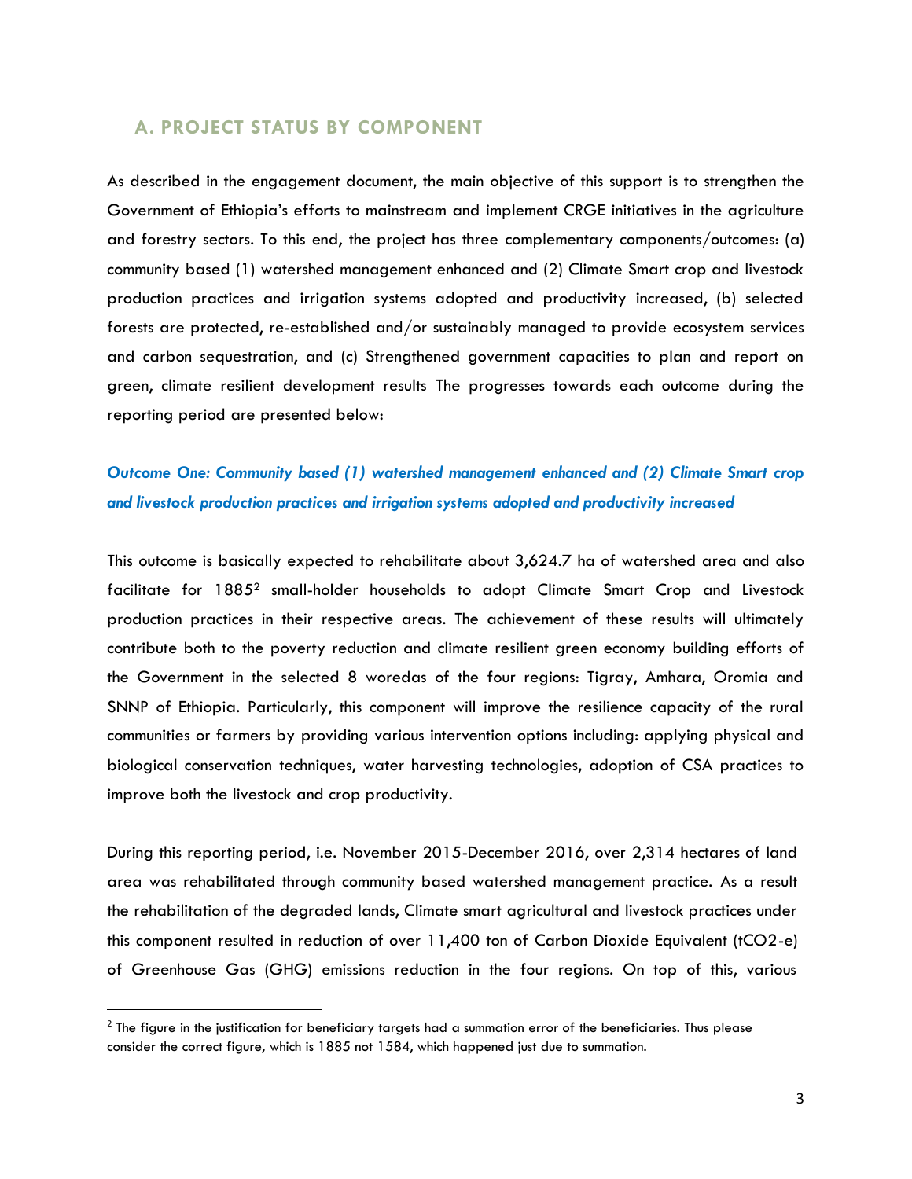## A. PROJECT STATUS BY COMPONENT

As described in the engagement document, the main objective of this support is to strengthen the Government of Ethiopia's efforts to mainstream and implement CRGE initiatives in the agriculture and forestry sectors. To this end, the project has three complementary components/outcomes: (a) community based (1) watershed management enhanced and (2) Climate Smart crop and livestock production practices and irrigation systems adopted and productivity increased, (b) selected forests are protected, re-established and/or sustainably managed to provide ecosystem services and carbon sequestration, and (c) Strengthened government capacities to plan and report on green, climate resilient development results The progresses towards each outcome during the reporting period are presented below:

### *Outcome One: Community based (1) watershed management enhanced and (2) Climate Smart crop and livestock production practices and irrigation systems adopted and productivity increased*

This outcome is basically expected to rehabilitate about 3,624.7 ha of watershed area and also facilitate for 1885[2] small-holder households to adopt Climate Smart Crop and Livestock production practices in their respective areas. The achievement of these results will ultimately contribute both to the poverty reduction and climate resilient green economy building efforts of the Government in the selected 8 woredas of the four regions: Tigray, Amhara, Oromia and SNNP of Ethiopia. Particularly, this component will improve the resilience capacity of the rural communities or farmers by providing various intervention options including: applying physical and biological conservation techniques, water harvesting technologies, adoption of CSA practices to improve both the livestock and crop productivity.

During this reporting period, i.e. November 2015-December 2016, over 2,314 hectares of land area was rehabilitated through community based watershed management practice. As a result the rehabilitation of the degraded lands, Climate smart agricultural and livestock practices under this component resulted in reduction of over 11,400 ton of Carbon Dioxide Equivalent ($tCO_2$-e) of Greenhouse Gas (GHG) emissions reduction in the four regions. On top of this, various

[2] The figure in the justification for beneficiary targets had a summation error of the beneficiaries. Thus please consider the correct figure, which is 1885 not 1584, which happened just due to summation.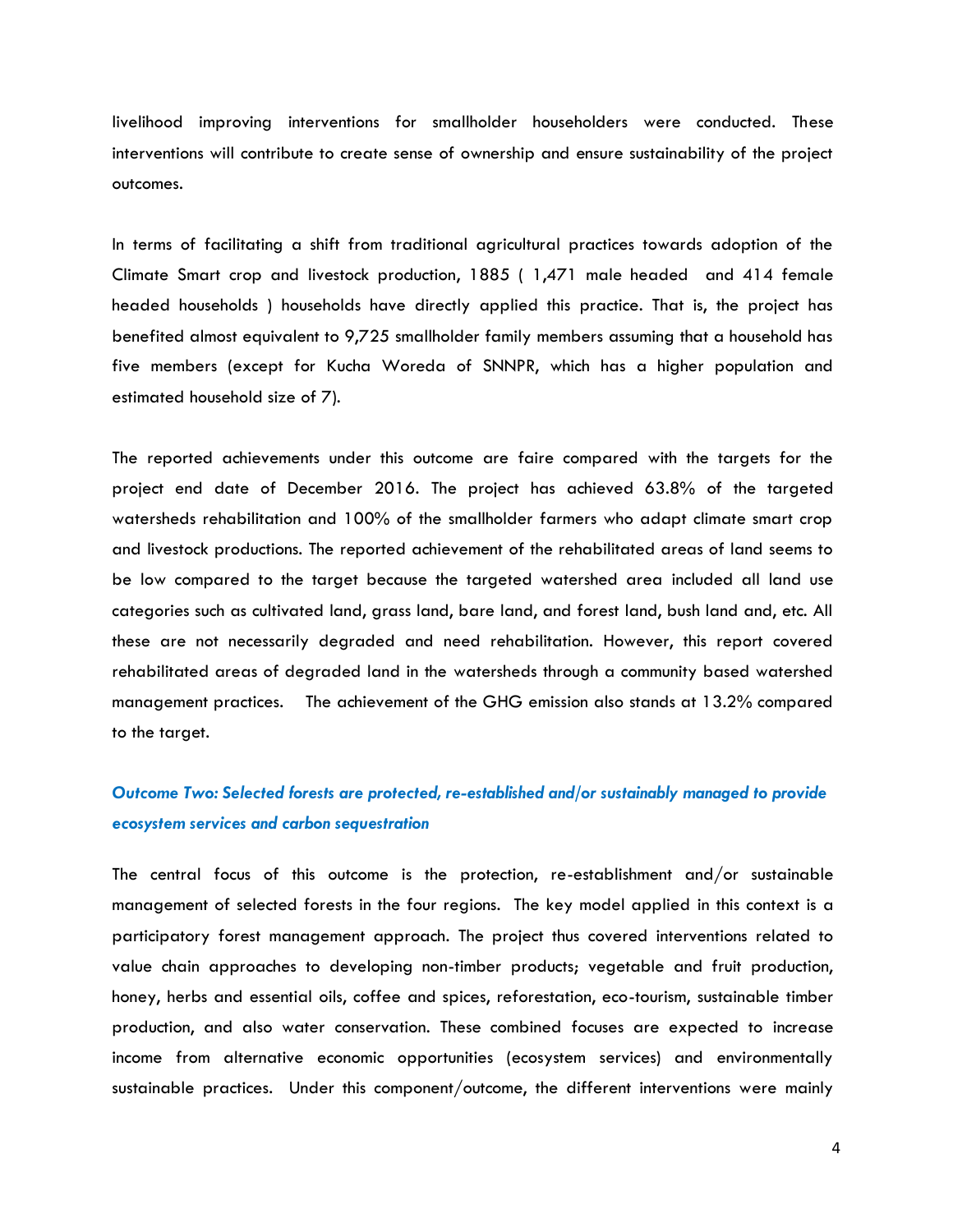livelihood improving interventions for smallholder householders were conducted. These interventions will contribute to create sense of ownership and ensure sustainability of the project outcomes.

In terms of facilitating a shift from traditional agricultural practices towards adoption of the Climate Smart crop and livestock production, 1885 ( 1,471 male headed and 414 female headed households ) households have directly applied this practice. That is, the project has benefited almost equivalent to 9,725 smallholder family members assuming that a household has five members (except for Kucha Woreda of SNNPR, which has a higher population and estimated household size of 7).

The reported achievements under this outcome are faire compared with the targets for the project end date of December 2016. The project has achieved 63.8% of the targeted watersheds rehabilitation and 100% of the smallholder farmers who adapt climate smart crop and livestock productions. The reported achievement of the rehabilitated areas of land seems to be low compared to the target because the targeted watershed area included all land use categories such as cultivated land, grass land, bare land, and forest land, bush land and, etc. All these are not necessarily degraded and need rehabilitation. However, this report covered rehabilitated areas of degraded land in the watersheds through a community based watershed management practices. The achievement of the GHG emission also stands at 13.2% compared to the target.

### *Outcome Two: Selected forests are protected, re-established and/or sustainably managed to provide ecosystem services and carbon sequestration*

The central focus of this outcome is the protection, re-establishment and/or sustainable management of selected forests in the four regions. The key model applied in this context is a participatory forest management approach. The project thus covered interventions related to value chain approaches to developing non-timber products; vegetable and fruit production, honey, herbs and essential oils, coffee and spices, reforestation, eco-tourism, sustainable timber production, and also water conservation. These combined focuses are expected to increase income from alternative economic opportunities (ecosystem services) and environmentally sustainable practices. Under this component/outcome, the different interventions were mainly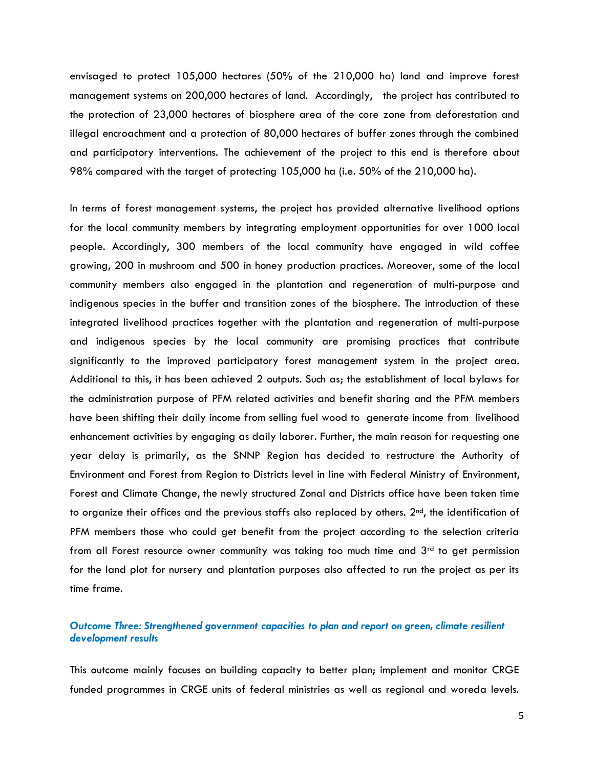envisaged to protect 105,000 hectares (50% of the 210,000 ha) land and improve forest management systems on 200,000 hectares of land. Accordingly, the project has contributed to the protection of 23,000 hectares of biosphere area of the core zone from deforestation and illegal encroachment and a protection of 80,000 hectares of buffer zones through the combined and participatory interventions. The achievement of the project to this end is therefore about 98% compared with the target of protecting 105,000 ha (i.e. 50% of the 210,000 ha).

In terms of forest management systems, the project has provided alternative livelihood options for the local community members by integrating employment opportunities for over 1000 local people. Accordingly, 300 members of the local community have engaged in wild coffee growing, 200 in mushroom and 500 in honey production practices. Moreover, some of the local community members also engaged in the plantation and regeneration of multi-purpose and indigenous species in the buffer and transition zones of the biosphere. The introduction of these integrated livelihood practices together with the plantation and regeneration of multi-purpose and indigenous species by the local community are promising practices that contribute significantly to the improved participatory forest management system in the project area. Additional to this, it has been achieved 2 outputs. Such as; the establishment of local bylaws for the administration purpose of PFM related activities and benefit sharing and the PFM members have been shifting their daily income from selling fuel wood to generate income from livelihood enhancement activities by engaging as daily laborer. Further, the main reason for requesting one year delay is primarily, as the SNNP Region has decided to restructure the Authority of Environment and Forest from Region to Districts level in line with Federal Ministry of Environment, Forest and Climate Change, the newly structured Zonal and Districts office have been taken time to organize their offices and the previous staffs also replaced by others. 2nd, the identification of PFM members those who could get benefit from the project according to the selection criteria from all Forest resource owner community was taking too much time and 3rd to get permission for the land plot for nursery and plantation purposes also affected to run the project as per its time frame.

### *Outcome Three: Strengthened government capacities to plan and report on green, climate resilient development results*

This outcome mainly focuses on building capacity to better plan; implement and monitor CRGE funded programmes in CRGE units of federal ministries as well as regional and woreda levels.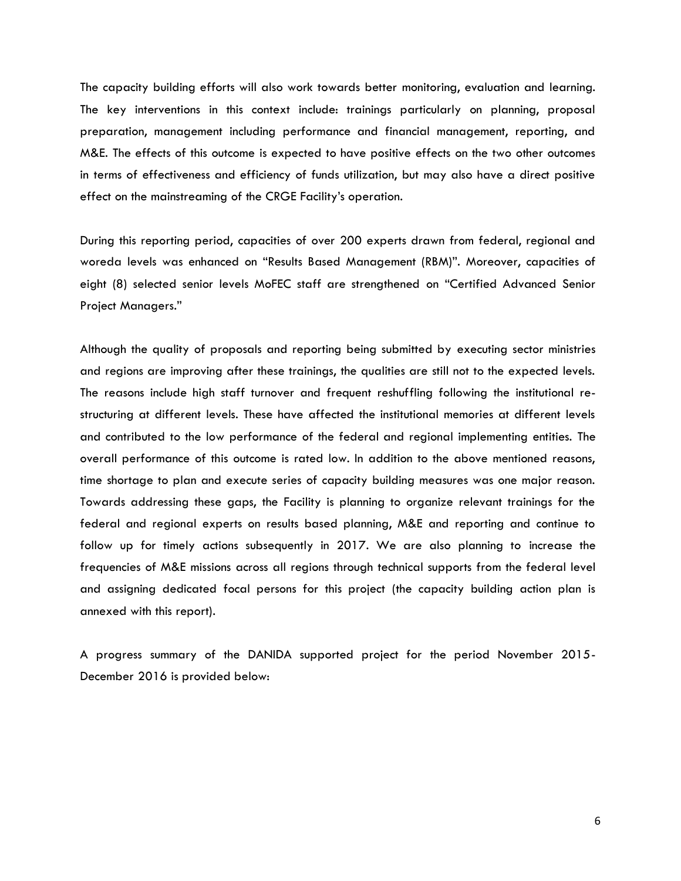The capacity building efforts will also work towards better monitoring, evaluation and learning. The key interventions in this context include: trainings particularly on planning, proposal preparation, management including performance and financial management, reporting, and M&E. The effects of this outcome is expected to have positive effects on the two other outcomes in terms of effectiveness and efficiency of funds utilization, but may also have a direct positive effect on the mainstreaming of the CRGE Facility's operation.

During this reporting period, capacities of over 200 experts drawn from federal, regional and woreda levels was enhanced on "Results Based Management (RBM)". Moreover, capacities of eight (8) selected senior levels MoFEC staff are strengthened on "Certified Advanced Senior Project Managers."

Although the quality of proposals and reporting being submitted by executing sector ministries and regions are improving after these trainings, the qualities are still not to the expected levels. The reasons include high staff turnover and frequent reshuffling following the institutional re-structuring at different levels. These have affected the institutional memories at different levels and contributed to the low performance of the federal and regional implementing entities. The overall performance of this outcome is rated low. In addition to the above mentioned reasons, time shortage to plan and execute series of capacity building measures was one major reason. Towards addressing these gaps, the Facility is planning to organize relevant trainings for the federal and regional experts on results based planning, M&E and reporting and continue to follow up for timely actions subsequently in 2017. We are also planning to increase the frequencies of M&E missions across all regions through technical supports from the federal level and assigning dedicated focal persons for this project (the capacity building action plan is annexed with this report).

A progress summary of the DANIDA supported project for the period November 2015-December 2016 is provided below: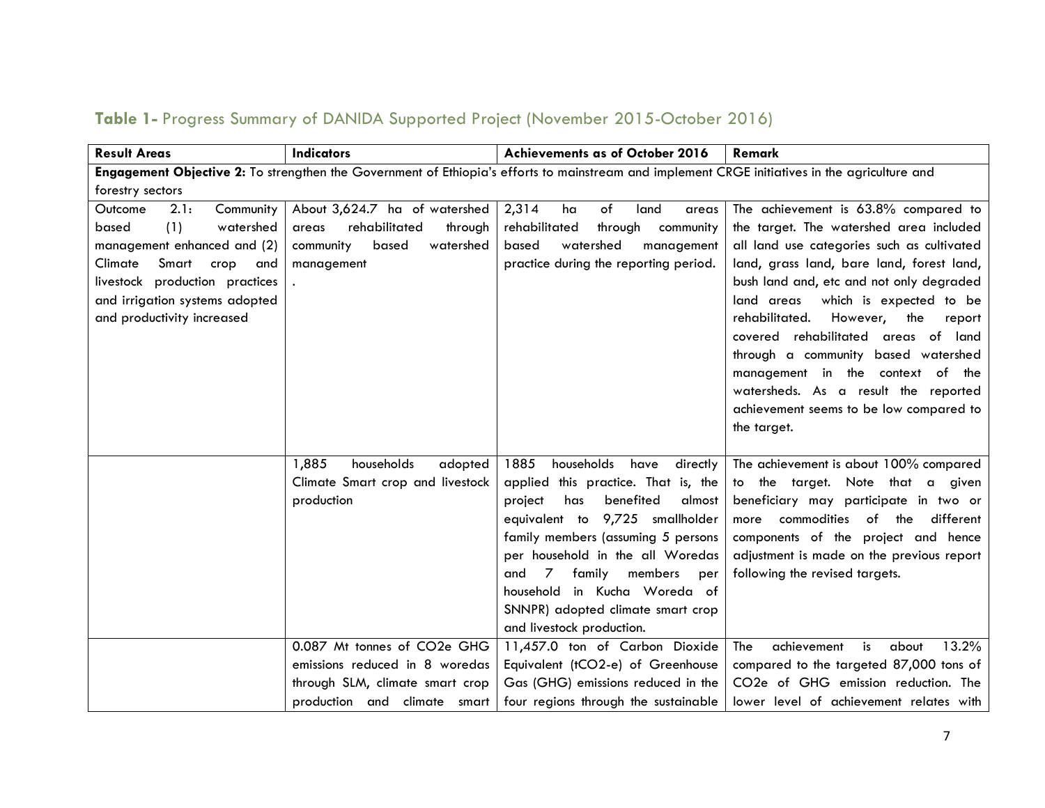**Table 1-** Progress Summary of DANIDA Supported Project (November 2015-October 2016)

| Result Areas | Indicators | Achievements as of October 2016 | Remark |
|---|---|---|---|
| **Engagement Objective 2:** To strengthen the Government of Ethiopia's efforts to mainstream and implement CRGE initiatives in the agriculture and forestry sectors | | | |
| Outcome 2.1: Community based (1) watershed management enhanced and (2) Climate Smart crop and livestock production practices and irrigation systems adopted and productivity increased | About 3,624.7 ha of watershed areas rehabilitated through community based watershed management . | 2,314 ha of land areas rehabilitated through community based watershed management practice during the reporting period. | The achievement is 63.8% compared to the target. The watershed area included all land use categories such as cultivated land, grass land, bare land, forest land, bush land and, etc and not only degraded land areas which is expected to be rehabilitated. However, the report covered rehabilitated areas of land through a community based watershed management in the context of the watersheds. As a result the reported achievement seems to be low compared to the target. |
| | 1,885 households adopted Climate Smart crop and livestock production | 1885 households have directly applied this practice. That is, the project has benefited almost equivalent to 9,725 smallholder family members (assuming 5 persons per household in the all Woredas and 7 family members per household in Kucha Woreda of SNNPR) adopted climate smart crop and livestock production. | The achievement is about 100% compared to the target. Note that a given beneficiary may participate in two or more commodities of the different components of the project and hence adjustment is made on the previous report following the revised targets. |
| | 0.087 Mt tonnes of CO2e GHG emissions reduced in 8 woredas through SLM, climate smart crop production and climate smart | 11,457.0 ton of Carbon Dioxide Equivalent (tCO2-e) of Greenhouse Gas (GHG) emissions reduced in the four regions through the sustainable | The achievement is about 13.2% compared to the targeted 87,000 tons of CO2e of GHG emission reduction. The lower level of achievement relates with |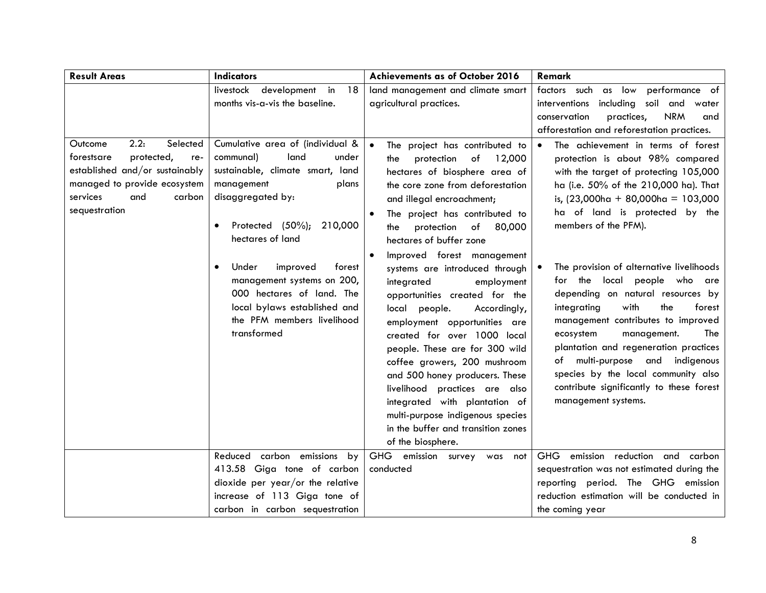| Result Areas | Indicators | Achievements as of October 2016 | Remark |
|---|---|---|---|
| | livestock development in 18 months vis-a-vis the baseline. | land management and climate smart agricultural practices. | factors such as low performance of interventions including soil and water conservation practices, NRM and afforestation and reforestation practices. |
| Outcome 2.2: Selected forestsare protected, re-established and/or sustainably managed to provide ecosystem services and carbon sequestration | Cumulative area of (individual & communal) land under sustainable, climate smart, land management plans disaggregated by:<br><br>• Protected (50%); 210,000 hectares of land<br><br>• Under improved forest management systems on 200, 000 hectares of land. The local bylaws established and the PFM members livelihood transformed | • The project has contributed to the protection of 12,000 hectares of biosphere area of the core zone from deforestation and illegal encroachment;<br>• The project has contributed to the protection of 80,000 hectares of buffer zone<br>• Improved forest management systems are introduced through integrated employment opportunities created for the local people. Accordingly, employment opportunities are created for over 1000 local people. These are for 300 wild coffee growers, 200 mushroom and 500 honey producers. These livelihood practices are also integrated with plantation of multi-purpose indigenous species in the buffer and transition zones of the biosphere. | • The achievement in terms of forest protection is about 98% compared with the target of protecting 105,000 ha (i.e. 50% of the 210,000 ha). That is, (23,000ha + 80,000ha = 103,000 ha of land is protected by the members of the PFM).<br><br>• The provision of alternative livelihoods for the local people who are depending on natural resources by integrating with the forest management contributes to improved ecosystem management. The plantation and regeneration practices of multi-purpose and indigenous species by the local community also contribute significantly to these forest management systems. |
| | Reduced carbon emissions by 413.58 Giga tone of carbon dioxide per year/or the relative increase of 113 Giga tone of carbon in carbon sequestration | GHG emission survey was not conducted | GHG emission reduction and carbon sequestration was not estimated during the reporting period. The GHG emission reduction estimation will be conducted in the coming year |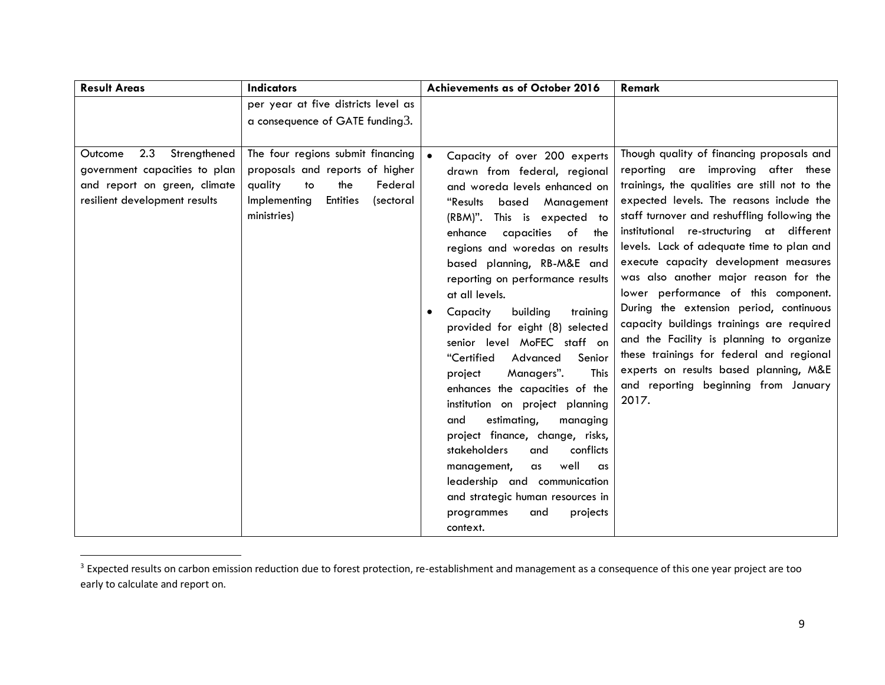| Result Areas | Indicators | Achievements as of October 2016 | Remark |
|---|---|---|---|
| | per year at five districts level as a consequence of GATE funding[3]. | | |
| Outcome 2.3 Strengthened government capacities to plan and report on green, climate resilient development results | The four regions submit financing proposals and reports of higher quality to the Federal Implementing Entities (sectoral ministries) | • Capacity of over 200 experts drawn from federal, regional and woreda levels enhanced on "Results based Management (RBM)". This is expected to enhance capacities of the regions and woredas on results based planning, RB-M&E and reporting on performance results at all levels.<br>• Capacity building training provided for eight (8) selected senior level MoFEC staff on "Certified Advanced Senior project Managers". This enhances the capacities of the institution on project planning and estimating, managing project finance, change, risks, stakeholders and conflicts management, as well as leadership and communication and strategic human resources in programmes and projects context. | Though quality of financing proposals and reporting are improving after these trainings, the qualities are still not to the expected levels. The reasons include the staff turnover and reshuffling following the institutional re-structuring at different levels. Lack of adequate time to plan and execute capacity development measures was also another major reason for the lower performance of this component. During the extension period, continuous capacity buildings trainings are required and the Facility is planning to organize these trainings for federal and regional experts on results based planning, M&E and reporting beginning from January 2017. |

[3] Expected results on carbon emission reduction due to forest protection, re-establishment and management as a consequence of this one year project are too early to calculate and report on.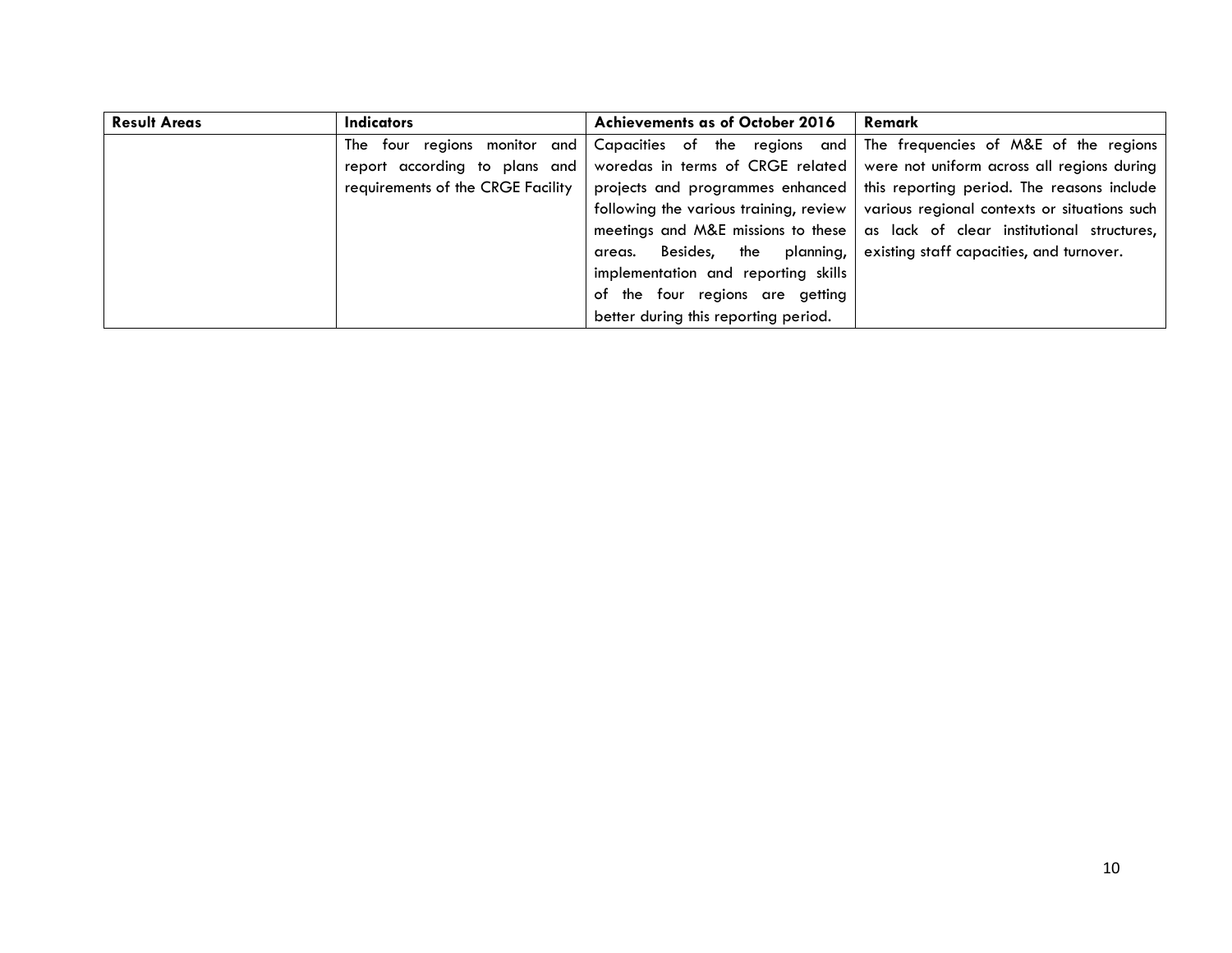| Result Areas | Indicators | Achievements as of October 2016 | Remark |
|---|---|---|---|
| | The four regions monitor and report according to plans and requirements of the CRGE Facility | Capacities of the regions and woredas in terms of CRGE related projects and programmes enhanced following the various training, review meetings and M&E missions to these areas. Besides, the planning, implementation and reporting skills of the four regions are getting better during this reporting period. | The frequencies of M&E of the regions were not uniform across all regions during this reporting period. The reasons include various regional contexts or situations such as lack of clear institutional structures, existing staff capacities, and turnover. |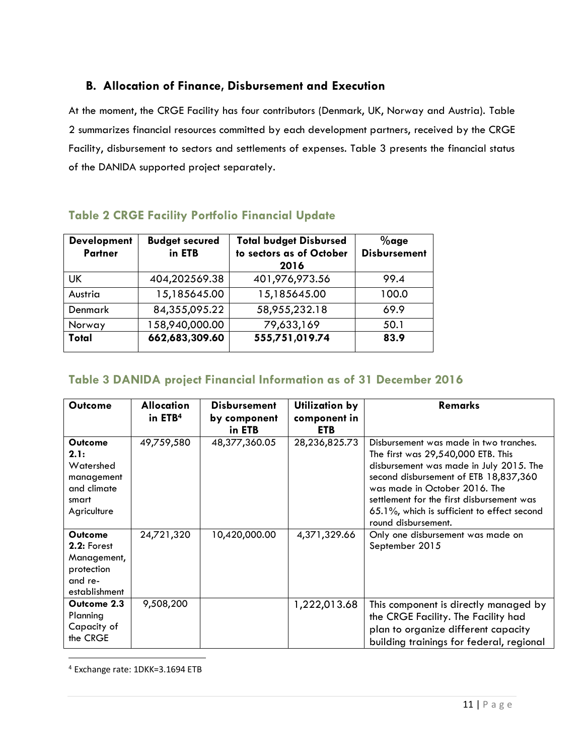### B. Allocation of Finance, Disbursement and Execution

At the moment, the CRGE Facility has four contributors (Denmark, UK, Norway and Austria). Table 2 summarizes financial resources committed by each development partners, received by the CRGE Facility, disbursement to sectors and settlements of expenses. Table 3 presents the financial status of the DANIDA supported project separately.

#### Table 2 CRGE Facility Portfolio Financial Update

| Development Partner | Budget secured in ETB | Total budget Disbursed to sectors as of October 2016 | %age Disbursement |
|---|---|---|---|
| UK | 404,202569.38 | 401,976,973.56 | 99.4 |
| Austria | 15,185645.00 | 15,185645.00 | 100.0 |
| Denmark | 84,355,095.22 | 58,955,232.18 | 69.9 |
| Norway | 158,940,000.00 | 79,633,169 | 50.1 |
| **Total** | **662,683,309.60** | **555,751,019.74** | **83.9** |

#### Table 3 DANIDA project Financial Information as of 31 December 2016

| Outcome | Allocation in ETB[4] | Disbursement by component in ETB | Utilization by component in ETB | Remarks |
|---|---|---|---|---|
| **Outcome 2.1:** Watershed management and climate smart Agriculture | 49,759,580 | 48,377,360.05 | 28,236,825.73 | Disbursement was made in two tranches. The first was 29,540,000 ETB. This disbursement was made in July 2015. The second disbursement of ETB 18,837,360 was made in October 2016. The settlement for the first disbursement was 65.1%, which is sufficient to effect second round disbursement. |
| **Outcome 2.2:** Forest Management, protection and re-establishment | 24,721,320 | 10,420,000.00 | 4,371,329.66 | Only one disbursement was made on September 2015 |
| **Outcome 2.3** Planning Capacity of the CRGE | 9,508,200 | | 1,222,013.68 | This component is directly managed by the CRGE Facility. The Facility had plan to organize different capacity building trainings for federal, regional |

[4] Exchange rate: 1DKK=3.1694 ETB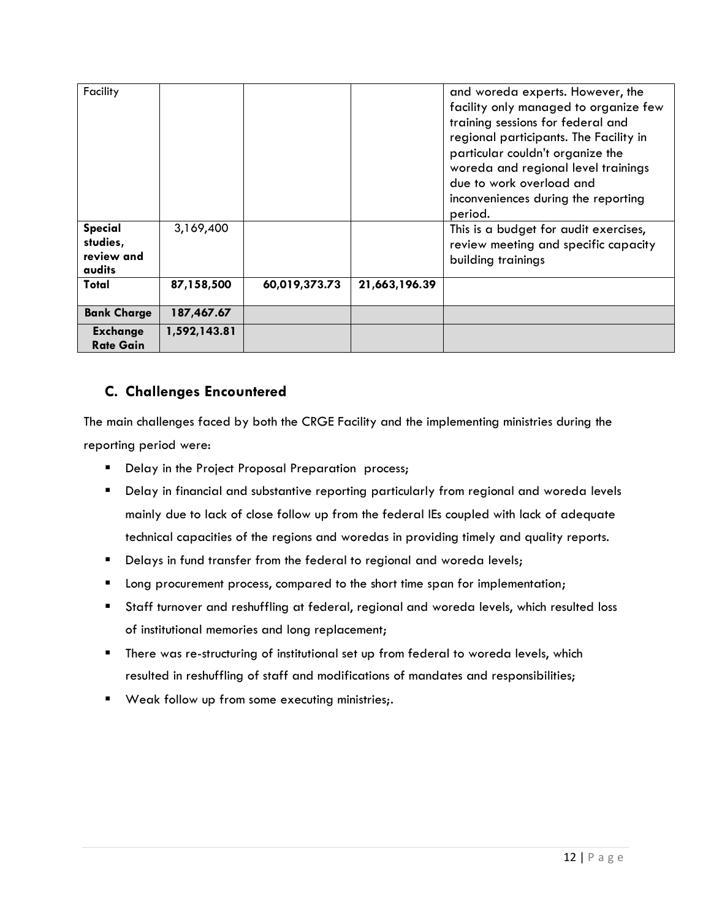| | | | | |
|---|---|---|---|---|
| Facility | | | | and woreda experts. However, the facility only managed to organize few training sessions for federal and regional participants. The Facility in particular couldn't organize the woreda and regional level trainings due to work overload and inconveniences during the reporting period. |
| **Special studies, review and audits** | 3,169,400 | | | This is a budget for audit exercises, review meeting and specific capacity building trainings |
| **Total** | **87,158,500** | **60,019,373.73** | **21,663,196.39** | |
| **Bank Charge** | **187,467.67** | | | |
| **Exchange Rate Gain** | **1,592,143.81** | | | |

## C. Challenges Encountered

The main challenges faced by both the CRGE Facility and the implementing ministries during the reporting period were:

- Delay in the Project Proposal Preparation process;
- Delay in financial and substantive reporting particularly from regional and woreda levels mainly due to lack of close follow up from the federal IEs coupled with lack of adequate technical capacities of the regions and woredas in providing timely and quality reports.
- Delays in fund transfer from the federal to regional and woreda levels;
- Long procurement process, compared to the short time span for implementation;
- Staff turnover and reshuffling at federal, regional and woreda levels, which resulted loss of institutional memories and long replacement;
- There was re-structuring of institutional set up from federal to woreda levels, which resulted in reshuffling of staff and modifications of mandates and responsibilities;
- Weak follow up from some executing ministries;.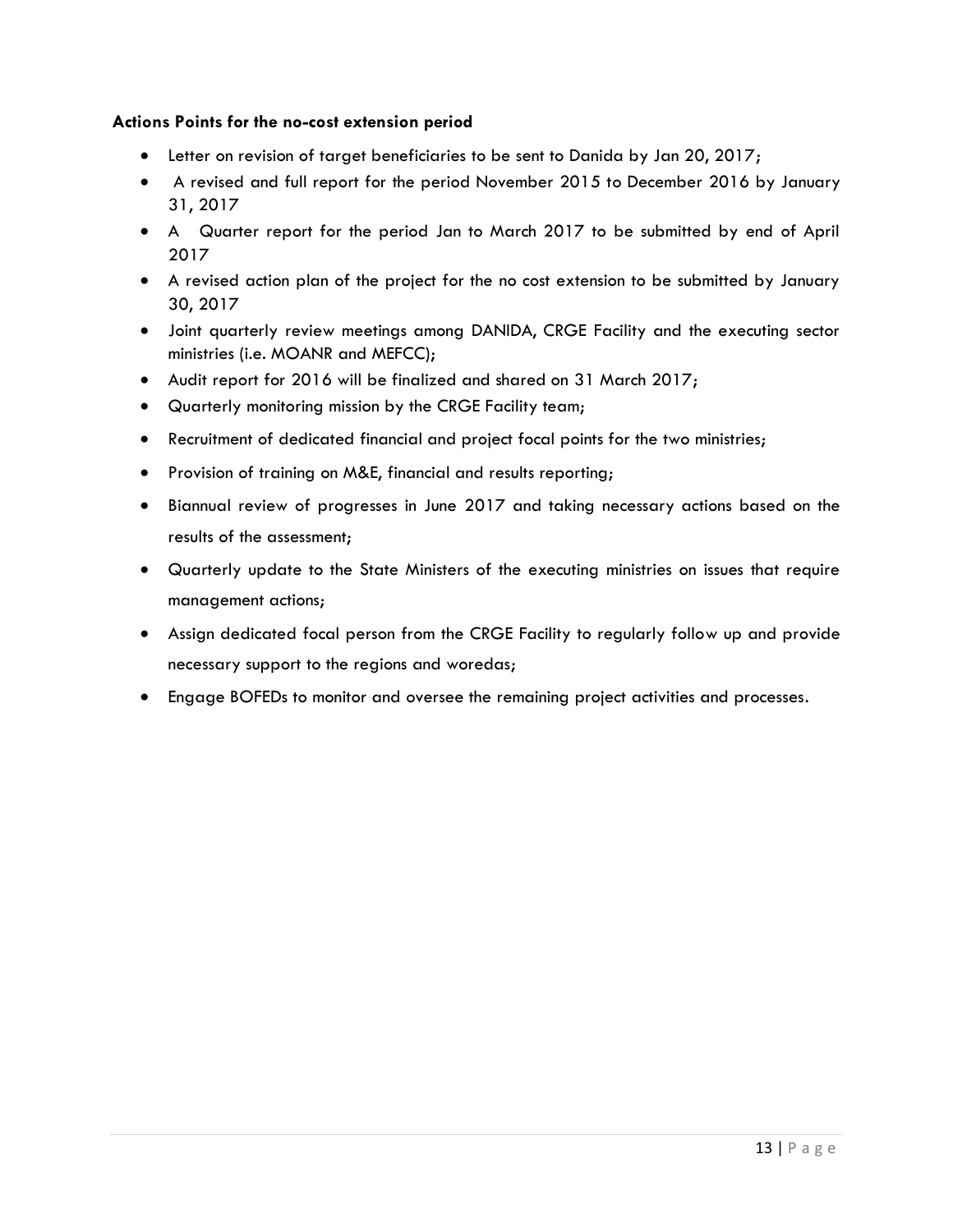**Actions Points for the no-cost extension period**

- Letter on revision of target beneficiaries to be sent to Danida by Jan 20, 2017;
- A revised and full report for the period November 2015 to December 2016 by January 31, 2017
- A Quarter report for the period Jan to March 2017 to be submitted by end of April 2017
- A revised action plan of the project for the no cost extension to be submitted by January 30, 2017
- Joint quarterly review meetings among DANIDA, CRGE Facility and the executing sector ministries (i.e. MOANR and MEFCC);
- Audit report for 2016 will be finalized and shared on 31 March 2017;
- Quarterly monitoring mission by the CRGE Facility team;
- Recruitment of dedicated financial and project focal points for the two ministries;
- Provision of training on M&E, financial and results reporting;
- Biannual review of progresses in June 2017 and taking necessary actions based on the results of the assessment;
- Quarterly update to the State Ministers of the executing ministries on issues that require management actions;
- Assign dedicated focal person from the CRGE Facility to regularly follow up and provide necessary support to the regions and woredas;
- Engage BOFEDs to monitor and oversee the remaining project activities and processes.